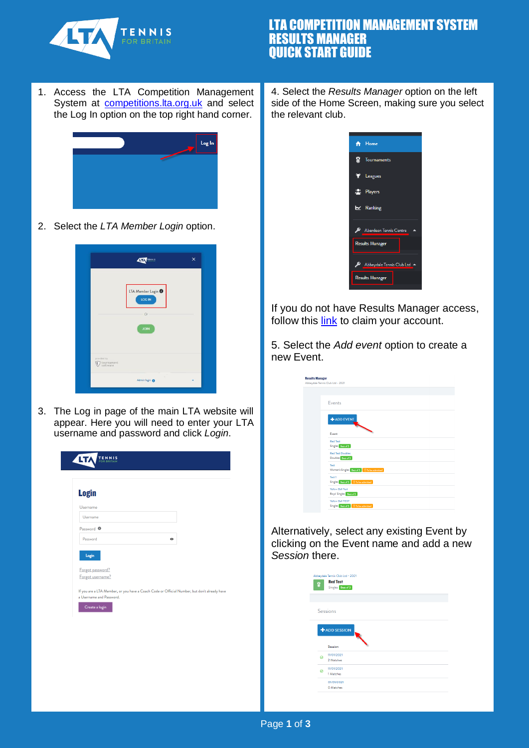# LTA COMPETITION MANAGEMENT SYSTEM RESULTS MANAGER QUICK START GUIDE

1. Access the LTA Competition Management System at [competitions.lta.org.uk](https://competitions.lta.org.uk) and select the Log In option on the top right hand corner.

2. Select the *LTA Member Login* option.

3. The Log in page of the main LTA website will appear. Here you will need to enter your LTA username and password and click *Login*.

4. Select the *Results Manager* option on the left side of the Home Screen, making sure you select the relevant club.

If you do not have Results Manager access, follow this link to claim your account.

5. Select the *Add event* option to create a new Event.

Alternatively, select any existing Event by clicking on the Event name and add a new *Session* there.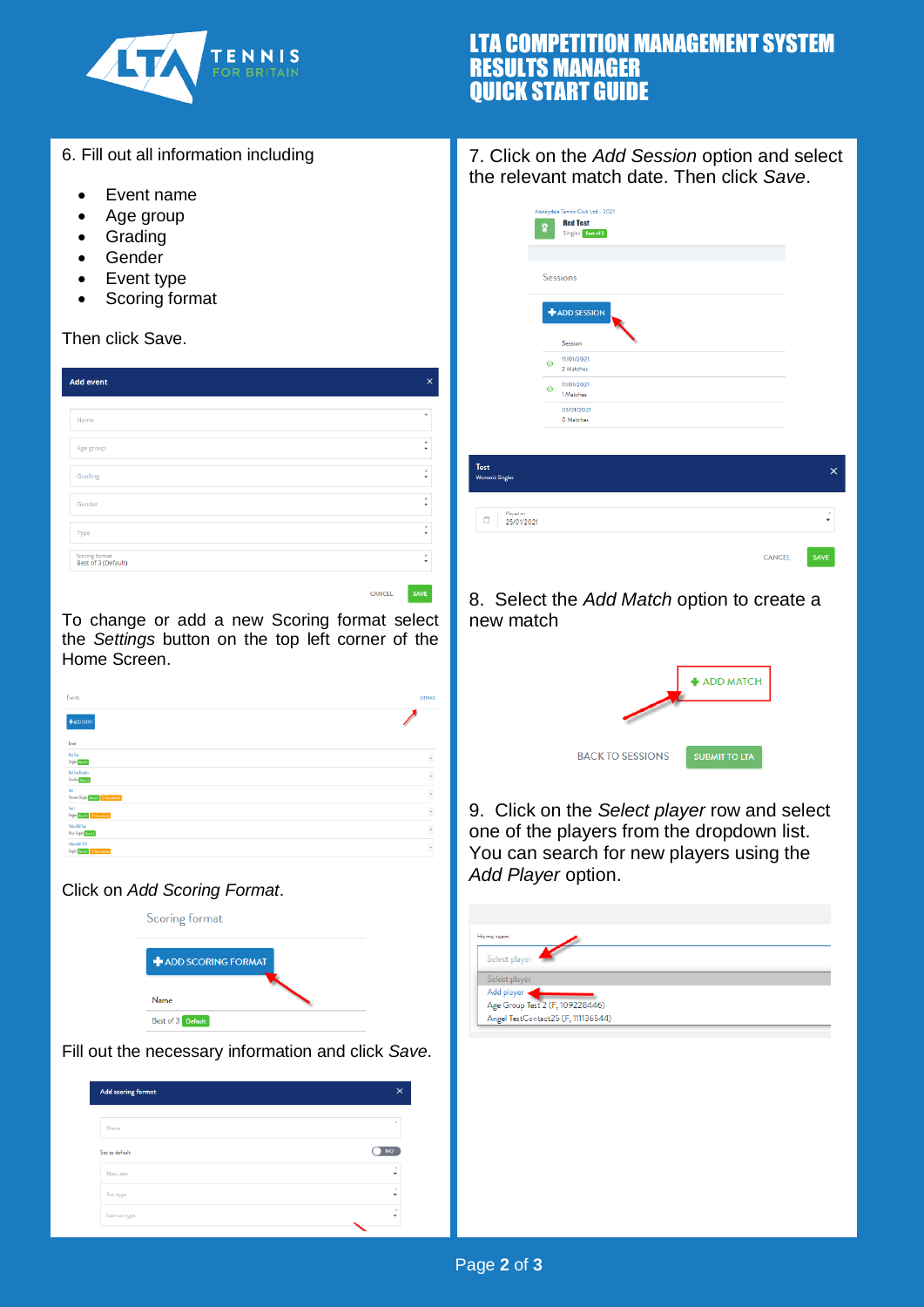# LTA COMPETITION MANAGEMENT SYSTEM
# RESULTS MANAGER
# QUICK START GUIDE

6. Fill out all information including

- Event name
- Age group
- Grading
- Gender
- Event type
- Scoring format

Then click Save.

To change or add a new Scoring format select the *Settings* button on the top left corner of the Home Screen.

Click on *Add Scoring Format*.

Fill out the necessary information and click *Save*.

7. Click on the *Add Session* option and select the relevant match date. Then click *Save*.

8. Select the *Add Match* option to create a new match

9. Click on the *Select player* row and select one of the players from the dropdown list. You can search for new players using the *Add Player* option.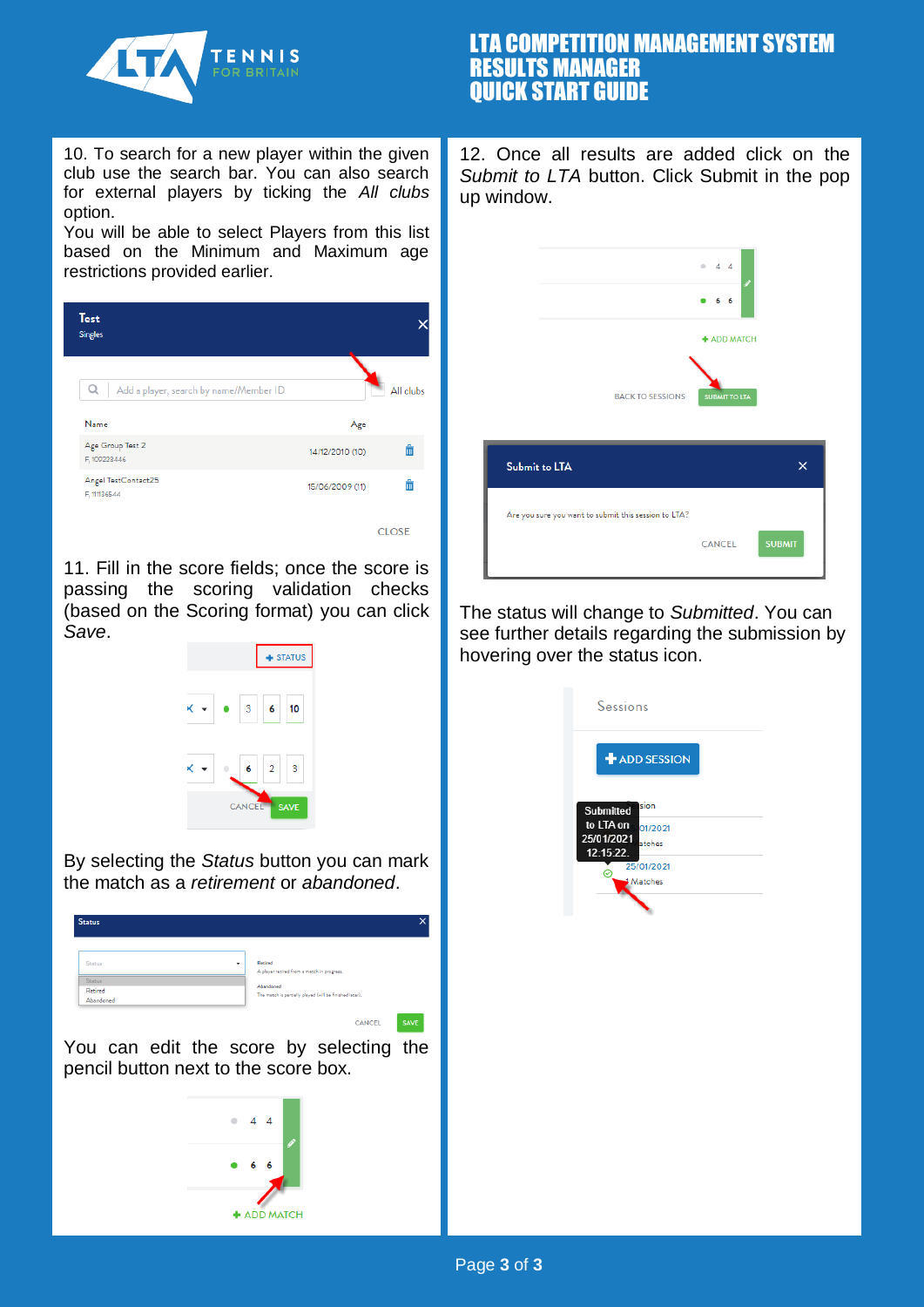# LTA COMPETITION MANAGEMENT SYSTEM
# RESULTS MANAGER
# QUICK START GUIDE

10. To search for a new player within the given club use the search bar. You can also search for external players by ticking the *All clubs* option.

You will be able to select Players from this list based on the Minimum and Maximum age restrictions provided earlier.

11. Fill in the score fields; once the score is passing the scoring validation checks (based on the Scoring format) you can click *Save*.

By selecting the *Status* button you can mark the match as a *retirement* or *abandoned*.

You can edit the score by selecting the pencil button next to the score box.

12. Once all results are added click on the *Submit to LTA* button. Click Submit in the pop up window.

The status will change to *Submitted*. You can see further details regarding the submission by hovering over the status icon.